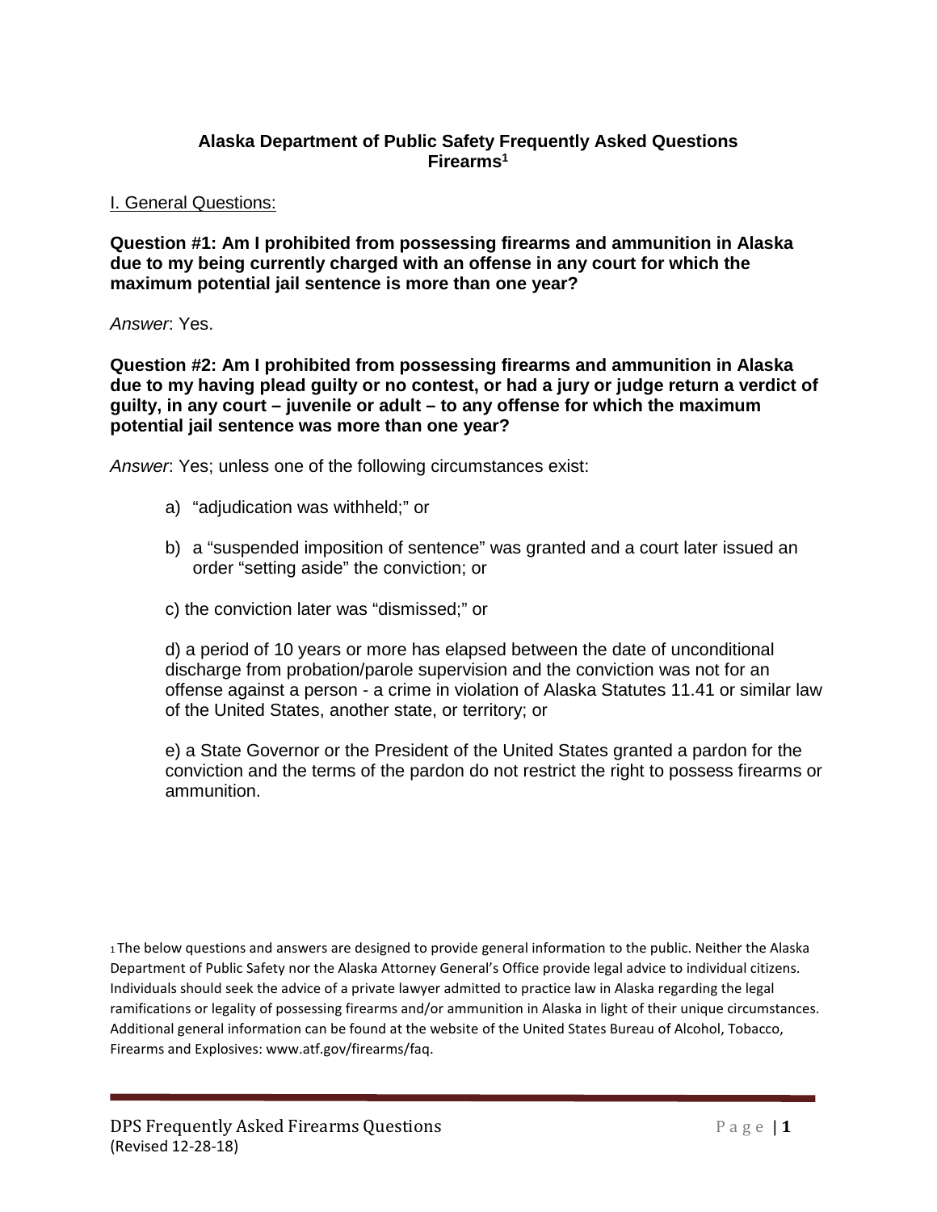# Alaska Department of Public Safety Frequently Asked Questions Firearms[1]

## I. General Questions:

**Question #1: Am I prohibited from possessing firearms and ammunition in Alaska due to my being currently charged with an offense in any court for which the maximum potential jail sentence is more than one year?**

*Answer*: Yes.

**Question #2: Am I prohibited from possessing firearms and ammunition in Alaska due to my having plead guilty or no contest, or had a jury or judge return a verdict of guilty, in any court – juvenile or adult – to any offense for which the maximum potential jail sentence was more than one year?**

*Answer*: Yes; unless one of the following circumstances exist:

a) "adjudication was withheld;" or

b) a "suspended imposition of sentence" was granted and a court later issued an order "setting aside" the conviction; or

c) the conviction later was "dismissed;" or

d) a period of 10 years or more has elapsed between the date of unconditional discharge from probation/parole supervision and the conviction was not for an offense against a person - a crime in violation of Alaska Statutes 11.41 or similar law of the United States, another state, or territory; or

e) a State Governor or the President of the United States granted a pardon for the conviction and the terms of the pardon do not restrict the right to possess firearms or ammunition.

[1] The below questions and answers are designed to provide general information to the public. Neither the Alaska Department of Public Safety nor the Alaska Attorney General's Office provide legal advice to individual citizens. Individuals should seek the advice of a private lawyer admitted to practice law in Alaska regarding the legal ramifications or legality of possessing firearms and/or ammunition in Alaska in light of their unique circumstances. Additional general information can be found at the website of the United States Bureau of Alcohol, Tobacco, Firearms and Explosives: www.atf.gov/firearms/faq.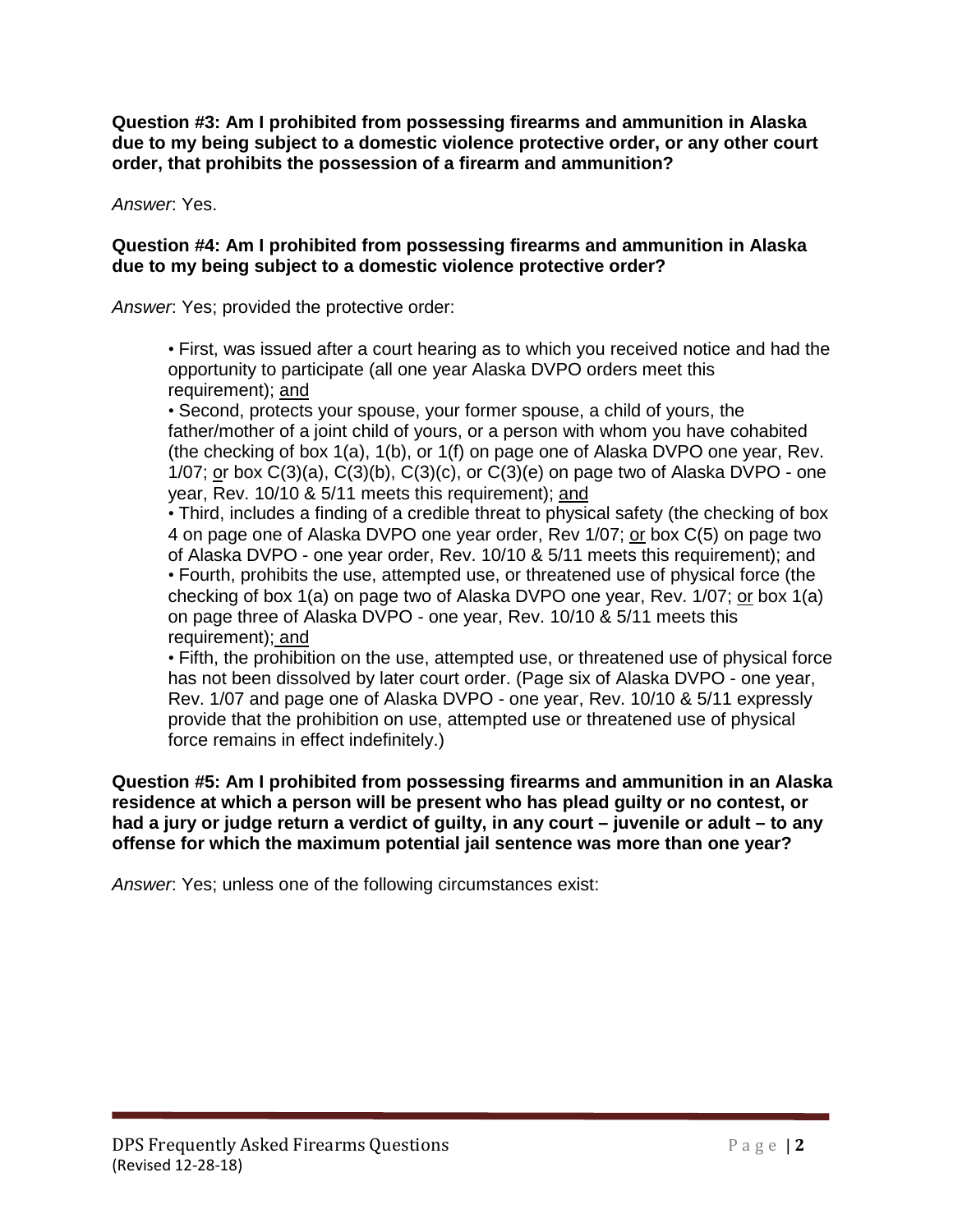**Question #3: Am I prohibited from possessing firearms and ammunition in Alaska due to my being subject to a domestic violence protective order, or any other court order, that prohibits the possession of a firearm and ammunition?**

*Answer*: Yes.

**Question #4: Am I prohibited from possessing firearms and ammunition in Alaska due to my being subject to a domestic violence protective order?**

*Answer*: Yes; provided the protective order:

- First, was issued after a court hearing as to which you received notice and had the opportunity to participate (all one year Alaska DVPO orders meet this requirement); and
- Second, protects your spouse, your former spouse, a child of yours, the father/mother of a joint child of yours, or a person with whom you have cohabited (the checking of box 1(a), 1(b), or 1(f) on page one of Alaska DVPO one year, Rev. 1/07; or box C(3)(a), C(3)(b), C(3)(c), or C(3)(e) on page two of Alaska DVPO - one year, Rev. 10/10 & 5/11 meets this requirement); and
- Third, includes a finding of a credible threat to physical safety (the checking of box 4 on page one of Alaska DVPO one year order, Rev 1/07; or box C(5) on page two of Alaska DVPO - one year order, Rev. 10/10 & 5/11 meets this requirement); and
- Fourth, prohibits the use, attempted use, or threatened use of physical force (the checking of box 1(a) on page two of Alaska DVPO one year, Rev. 1/07; or box 1(a) on page three of Alaska DVPO - one year, Rev. 10/10 & 5/11 meets this requirement); and
- Fifth, the prohibition on the use, attempted use, or threatened use of physical force has not been dissolved by later court order. (Page six of Alaska DVPO - one year, Rev. 1/07 and page one of Alaska DVPO - one year, Rev. 10/10 & 5/11 expressly provide that the prohibition on use, attempted use or threatened use of physical force remains in effect indefinitely.)

**Question #5: Am I prohibited from possessing firearms and ammunition in an Alaska residence at which a person will be present who has plead guilty or no contest, or had a jury or judge return a verdict of guilty, in any court – juvenile or adult – to any offense for which the maximum potential jail sentence was more than one year?**

*Answer*: Yes; unless one of the following circumstances exist: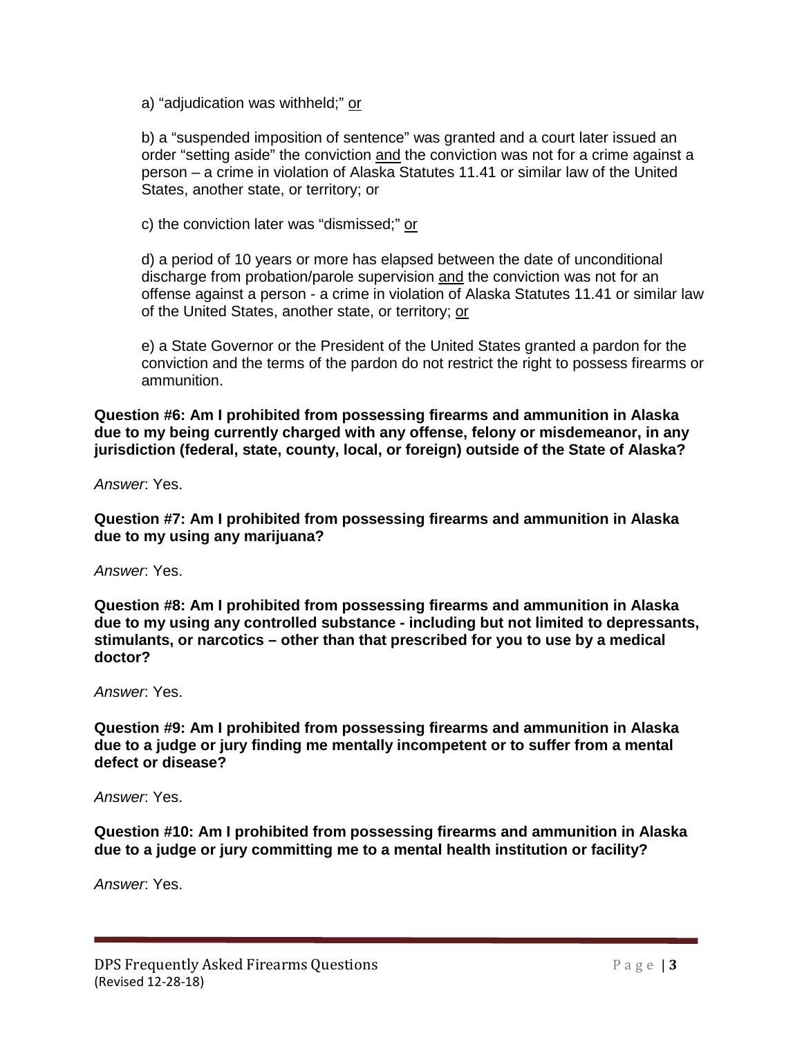a) "adjudication was withheld;" or

b) a "suspended imposition of sentence" was granted and a court later issued an order "setting aside" the conviction and the conviction was not for a crime against a person – a crime in violation of Alaska Statutes 11.41 or similar law of the United States, another state, or territory; or

c) the conviction later was "dismissed;" or

d) a period of 10 years or more has elapsed between the date of unconditional discharge from probation/parole supervision and the conviction was not for an offense against a person - a crime in violation of Alaska Statutes 11.41 or similar law of the United States, another state, or territory; or

e) a State Governor or the President of the United States granted a pardon for the conviction and the terms of the pardon do not restrict the right to possess firearms or ammunition.

**Question #6: Am I prohibited from possessing firearms and ammunition in Alaska due to my being currently charged with any offense, felony or misdemeanor, in any jurisdiction (federal, state, county, local, or foreign) outside of the State of Alaska?**

*Answer*: Yes.

**Question #7: Am I prohibited from possessing firearms and ammunition in Alaska due to my using any marijuana?**

*Answer*: Yes.

**Question #8: Am I prohibited from possessing firearms and ammunition in Alaska due to my using any controlled substance - including but not limited to depressants, stimulants, or narcotics – other than that prescribed for you to use by a medical doctor?**

*Answer*: Yes.

**Question #9: Am I prohibited from possessing firearms and ammunition in Alaska due to a judge or jury finding me mentally incompetent or to suffer from a mental defect or disease?**

*Answer*: Yes.

**Question #10: Am I prohibited from possessing firearms and ammunition in Alaska due to a judge or jury committing me to a mental health institution or facility?**

*Answer*: Yes.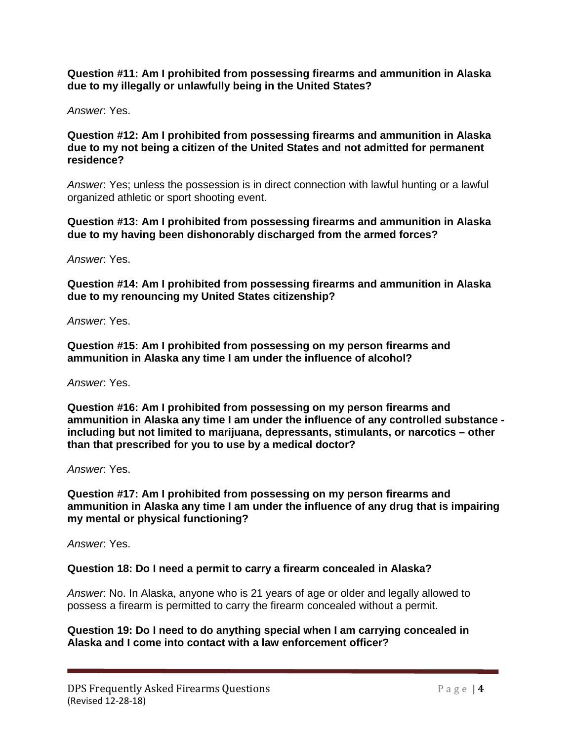**Question #11: Am I prohibited from possessing firearms and ammunition in Alaska due to my illegally or unlawfully being in the United States?**

*Answer*: Yes.

**Question #12: Am I prohibited from possessing firearms and ammunition in Alaska due to my not being a citizen of the United States and not admitted for permanent residence?**

*Answer*: Yes; unless the possession is in direct connection with lawful hunting or a lawful organized athletic or sport shooting event.

**Question #13: Am I prohibited from possessing firearms and ammunition in Alaska due to my having been dishonorably discharged from the armed forces?**

*Answer*: Yes.

**Question #14: Am I prohibited from possessing firearms and ammunition in Alaska due to my renouncing my United States citizenship?**

*Answer*: Yes.

**Question #15: Am I prohibited from possessing on my person firearms and ammunition in Alaska any time I am under the influence of alcohol?**

*Answer*: Yes.

**Question #16: Am I prohibited from possessing on my person firearms and ammunition in Alaska any time I am under the influence of any controlled substance - including but not limited to marijuana, depressants, stimulants, or narcotics – other than that prescribed for you to use by a medical doctor?**

*Answer*: Yes.

**Question #17: Am I prohibited from possessing on my person firearms and ammunition in Alaska any time I am under the influence of any drug that is impairing my mental or physical functioning?**

*Answer*: Yes.

**Question 18: Do I need a permit to carry a firearm concealed in Alaska?**

*Answer*: No. In Alaska, anyone who is 21 years of age or older and legally allowed to possess a firearm is permitted to carry the firearm concealed without a permit.

**Question 19: Do I need to do anything special when I am carrying concealed in Alaska and I come into contact with a law enforcement officer?**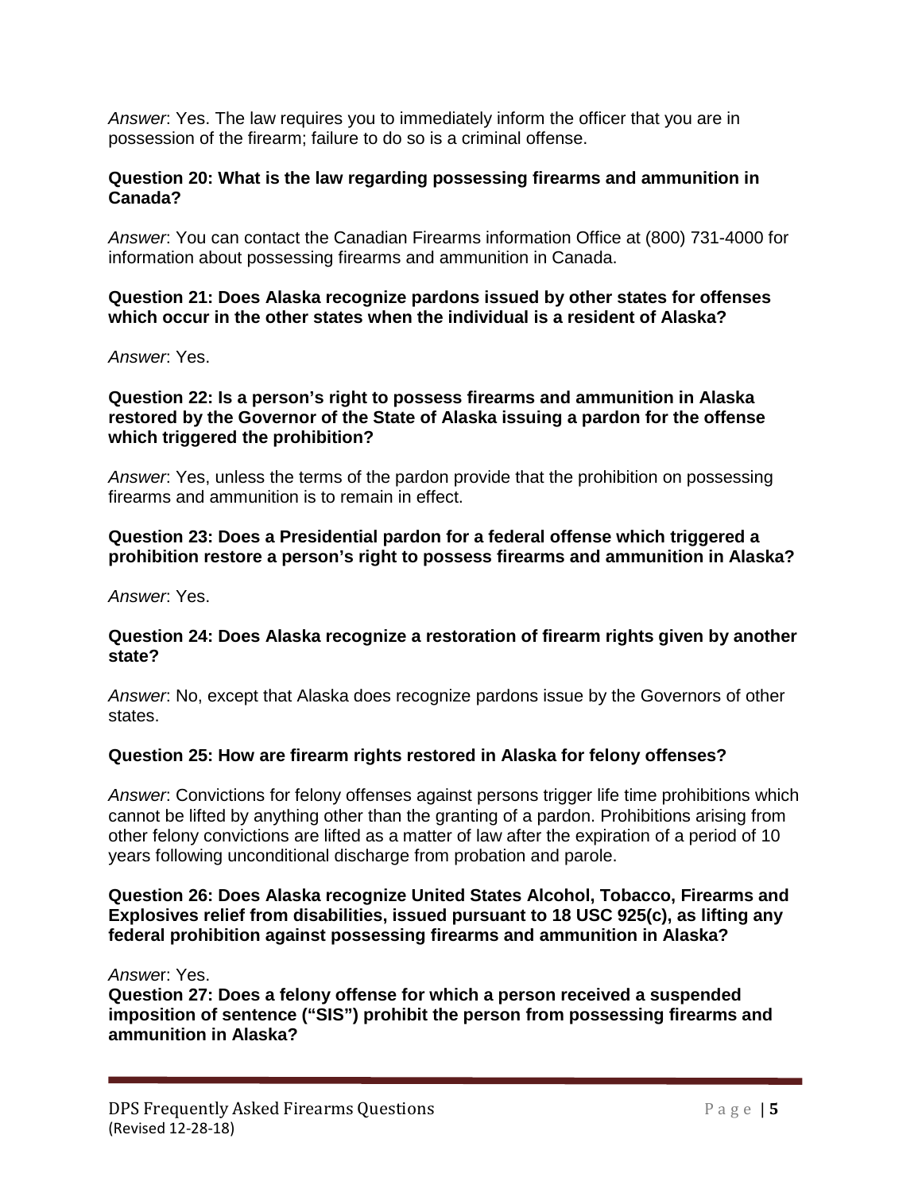*Answer*: Yes. The law requires you to immediately inform the officer that you are in possession of the firearm; failure to do so is a criminal offense.

**Question 20: What is the law regarding possessing firearms and ammunition in Canada?**

*Answer*: You can contact the Canadian Firearms information Office at (800) 731-4000 for information about possessing firearms and ammunition in Canada.

**Question 21: Does Alaska recognize pardons issued by other states for offenses which occur in the other states when the individual is a resident of Alaska?**

*Answer*: Yes.

**Question 22: Is a person's right to possess firearms and ammunition in Alaska restored by the Governor of the State of Alaska issuing a pardon for the offense which triggered the prohibition?**

*Answer*: Yes, unless the terms of the pardon provide that the prohibition on possessing firearms and ammunition is to remain in effect.

**Question 23: Does a Presidential pardon for a federal offense which triggered a prohibition restore a person's right to possess firearms and ammunition in Alaska?**

*Answer*: Yes.

**Question 24: Does Alaska recognize a restoration of firearm rights given by another state?**

*Answer*: No, except that Alaska does recognize pardons issue by the Governors of other states.

**Question 25: How are firearm rights restored in Alaska for felony offenses?**

*Answer*: Convictions for felony offenses against persons trigger life time prohibitions which cannot be lifted by anything other than the granting of a pardon. Prohibitions arising from other felony convictions are lifted as a matter of law after the expiration of a period of 10 years following unconditional discharge from probation and parole.

**Question 26: Does Alaska recognize United States Alcohol, Tobacco, Firearms and Explosives relief from disabilities, issued pursuant to 18 USC 925(c), as lifting any federal prohibition against possessing firearms and ammunition in Alaska?**

*Answer*: Yes.

**Question 27: Does a felony offense for which a person received a suspended imposition of sentence ("SIS") prohibit the person from possessing firearms and ammunition in Alaska?**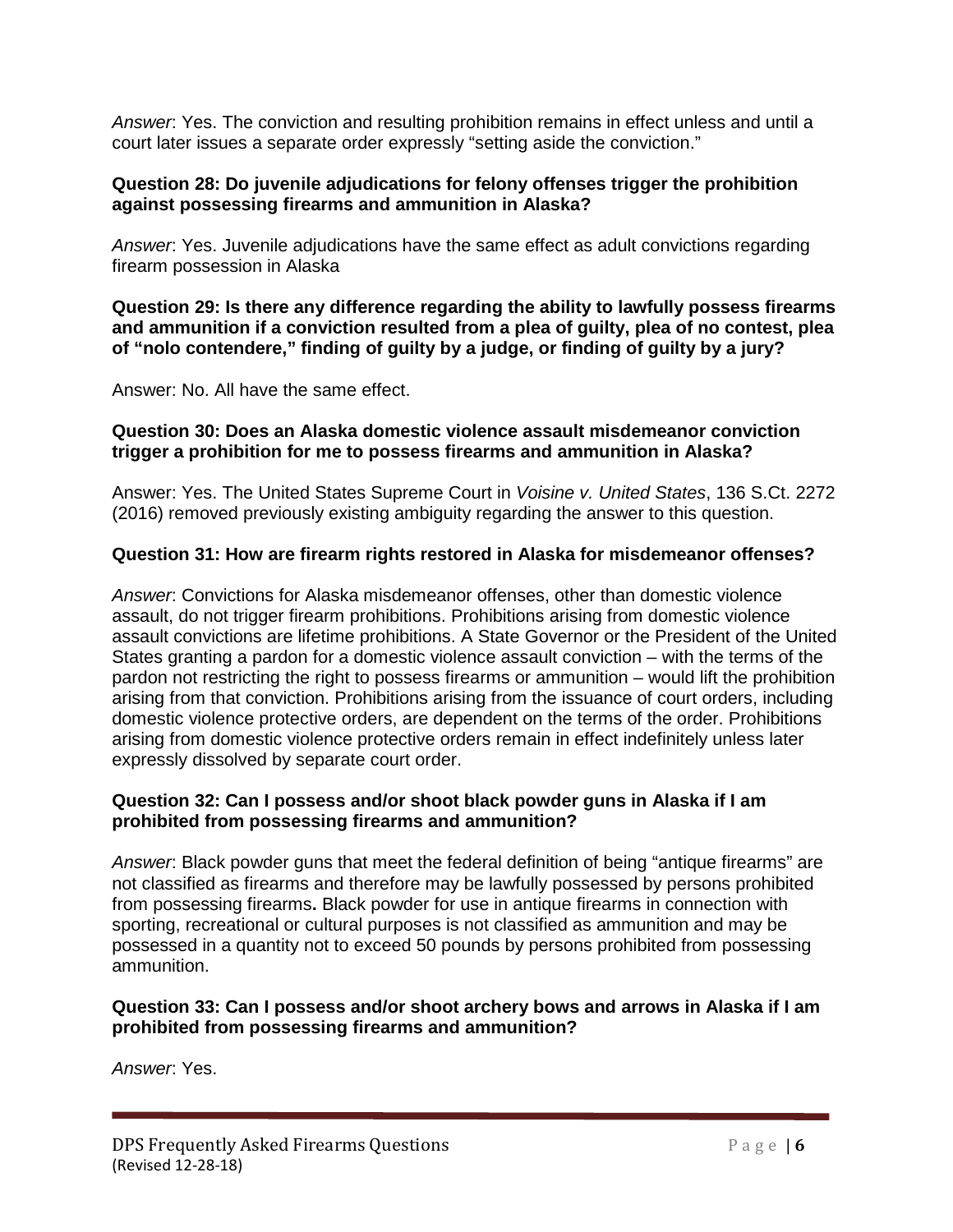*Answer*: Yes. The conviction and resulting prohibition remains in effect unless and until a court later issues a separate order expressly "setting aside the conviction."

**Question 28: Do juvenile adjudications for felony offenses trigger the prohibition against possessing firearms and ammunition in Alaska?**

*Answer*: Yes. Juvenile adjudications have the same effect as adult convictions regarding firearm possession in Alaska

**Question 29: Is there any difference regarding the ability to lawfully possess firearms and ammunition if a conviction resulted from a plea of guilty, plea of no contest, plea of "nolo contendere," finding of guilty by a judge, or finding of guilty by a jury?**

Answer: No. All have the same effect.

**Question 30: Does an Alaska domestic violence assault misdemeanor conviction trigger a prohibition for me to possess firearms and ammunition in Alaska?**

Answer: Yes. The United States Supreme Court in *Voisine v. United States*, 136 S.Ct. 2272 (2016) removed previously existing ambiguity regarding the answer to this question.

**Question 31: How are firearm rights restored in Alaska for misdemeanor offenses?**

*Answer*: Convictions for Alaska misdemeanor offenses, other than domestic violence assault, do not trigger firearm prohibitions. Prohibitions arising from domestic violence assault convictions are lifetime prohibitions. A State Governor or the President of the United States granting a pardon for a domestic violence assault conviction – with the terms of the pardon not restricting the right to possess firearms or ammunition – would lift the prohibition arising from that conviction. Prohibitions arising from the issuance of court orders, including domestic violence protective orders, are dependent on the terms of the order. Prohibitions arising from domestic violence protective orders remain in effect indefinitely unless later expressly dissolved by separate court order.

**Question 32: Can I possess and/or shoot black powder guns in Alaska if I am prohibited from possessing firearms and ammunition?**

*Answer*: Black powder guns that meet the federal definition of being "antique firearms" are not classified as firearms and therefore may be lawfully possessed by persons prohibited from possessing firearms**.** Black powder for use in antique firearms in connection with sporting, recreational or cultural purposes is not classified as ammunition and may be possessed in a quantity not to exceed 50 pounds by persons prohibited from possessing ammunition.

**Question 33: Can I possess and/or shoot archery bows and arrows in Alaska if I am prohibited from possessing firearms and ammunition?**

*Answer*: Yes.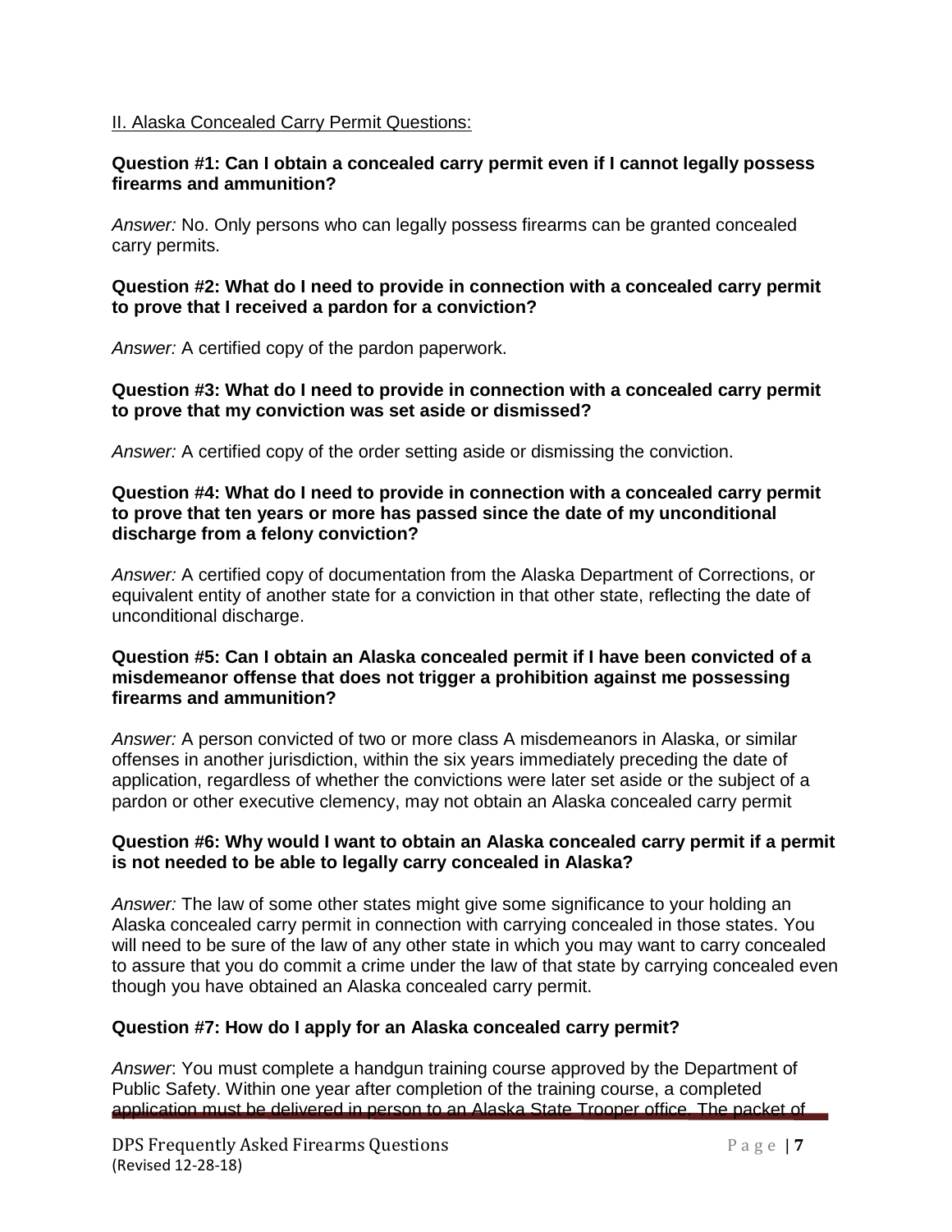II. Alaska Concealed Carry Permit Questions:

**Question #1: Can I obtain a concealed carry permit even if I cannot legally possess firearms and ammunition?**

*Answer:* No. Only persons who can legally possess firearms can be granted concealed carry permits.

**Question #2: What do I need to provide in connection with a concealed carry permit to prove that I received a pardon for a conviction?**

*Answer:* A certified copy of the pardon paperwork.

**Question #3: What do I need to provide in connection with a concealed carry permit to prove that my conviction was set aside or dismissed?**

*Answer:* A certified copy of the order setting aside or dismissing the conviction.

**Question #4: What do I need to provide in connection with a concealed carry permit to prove that ten years or more has passed since the date of my unconditional discharge from a felony conviction?**

*Answer:* A certified copy of documentation from the Alaska Department of Corrections, or equivalent entity of another state for a conviction in that other state, reflecting the date of unconditional discharge.

**Question #5: Can I obtain an Alaska concealed permit if I have been convicted of a misdemeanor offense that does not trigger a prohibition against me possessing firearms and ammunition?**

*Answer:* A person convicted of two or more class A misdemeanors in Alaska, or similar offenses in another jurisdiction, within the six years immediately preceding the date of application, regardless of whether the convictions were later set aside or the subject of a pardon or other executive clemency, may not obtain an Alaska concealed carry permit

**Question #6: Why would I want to obtain an Alaska concealed carry permit if a permit is not needed to be able to legally carry concealed in Alaska?**

*Answer:* The law of some other states might give some significance to your holding an Alaska concealed carry permit in connection with carrying concealed in those states. You will need to be sure of the law of any other state in which you may want to carry concealed to assure that you do commit a crime under the law of that state by carrying concealed even though you have obtained an Alaska concealed carry permit.

**Question #7: How do I apply for an Alaska concealed carry permit?**

*Answer*: You must complete a handgun training course approved by the Department of Public Safety. Within one year after completion of the training course, a completed application must be delivered in person to an Alaska State Trooper office. The packet of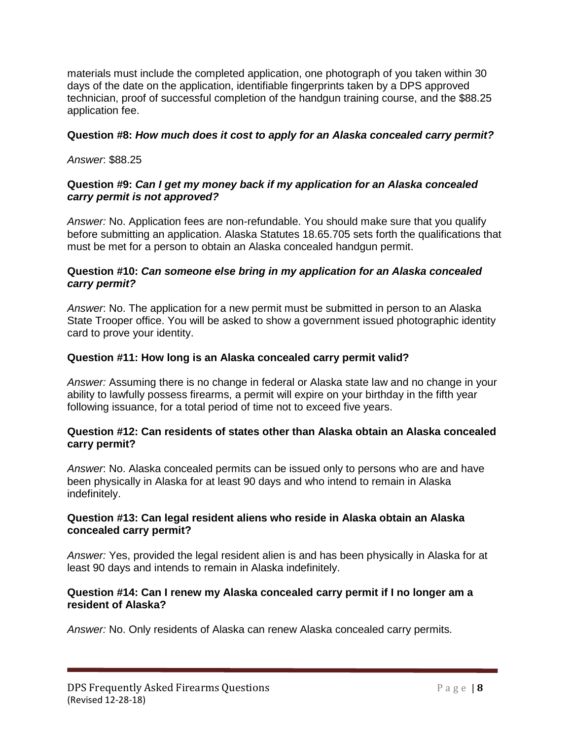materials must include the completed application, one photograph of you taken within 30 days of the date on the application, identifiable fingerprints taken by a DPS approved technician, proof of successful completion of the handgun training course, and the $88.25 application fee.

**Question #8:** ***How much does it cost to apply for an Alaska concealed carry permit?***

*Answer*: $88.25

**Question #9:** ***Can I get my money back if my application for an Alaska concealed carry permit is not approved?***

*Answer:* No. Application fees are non-refundable. You should make sure that you qualify before submitting an application. Alaska Statutes 18.65.705 sets forth the qualifications that must be met for a person to obtain an Alaska concealed handgun permit.

**Question #10:** ***Can someone else bring in my application for an Alaska concealed carry permit?***

*Answer*: No. The application for a new permit must be submitted in person to an Alaska State Trooper office. You will be asked to show a government issued photographic identity card to prove your identity.

**Question #11: How long is an Alaska concealed carry permit valid?**

*Answer:* Assuming there is no change in federal or Alaska state law and no change in your ability to lawfully possess firearms, a permit will expire on your birthday in the fifth year following issuance, for a total period of time not to exceed five years.

**Question #12: Can residents of states other than Alaska obtain an Alaska concealed carry permit?**

*Answer*: No. Alaska concealed permits can be issued only to persons who are and have been physically in Alaska for at least 90 days and who intend to remain in Alaska indefinitely.

**Question #13: Can legal resident aliens who reside in Alaska obtain an Alaska concealed carry permit?**

*Answer:* Yes, provided the legal resident alien is and has been physically in Alaska for at least 90 days and intends to remain in Alaska indefinitely.

**Question #14: Can I renew my Alaska concealed carry permit if I no longer am a resident of Alaska?**

*Answer:* No. Only residents of Alaska can renew Alaska concealed carry permits.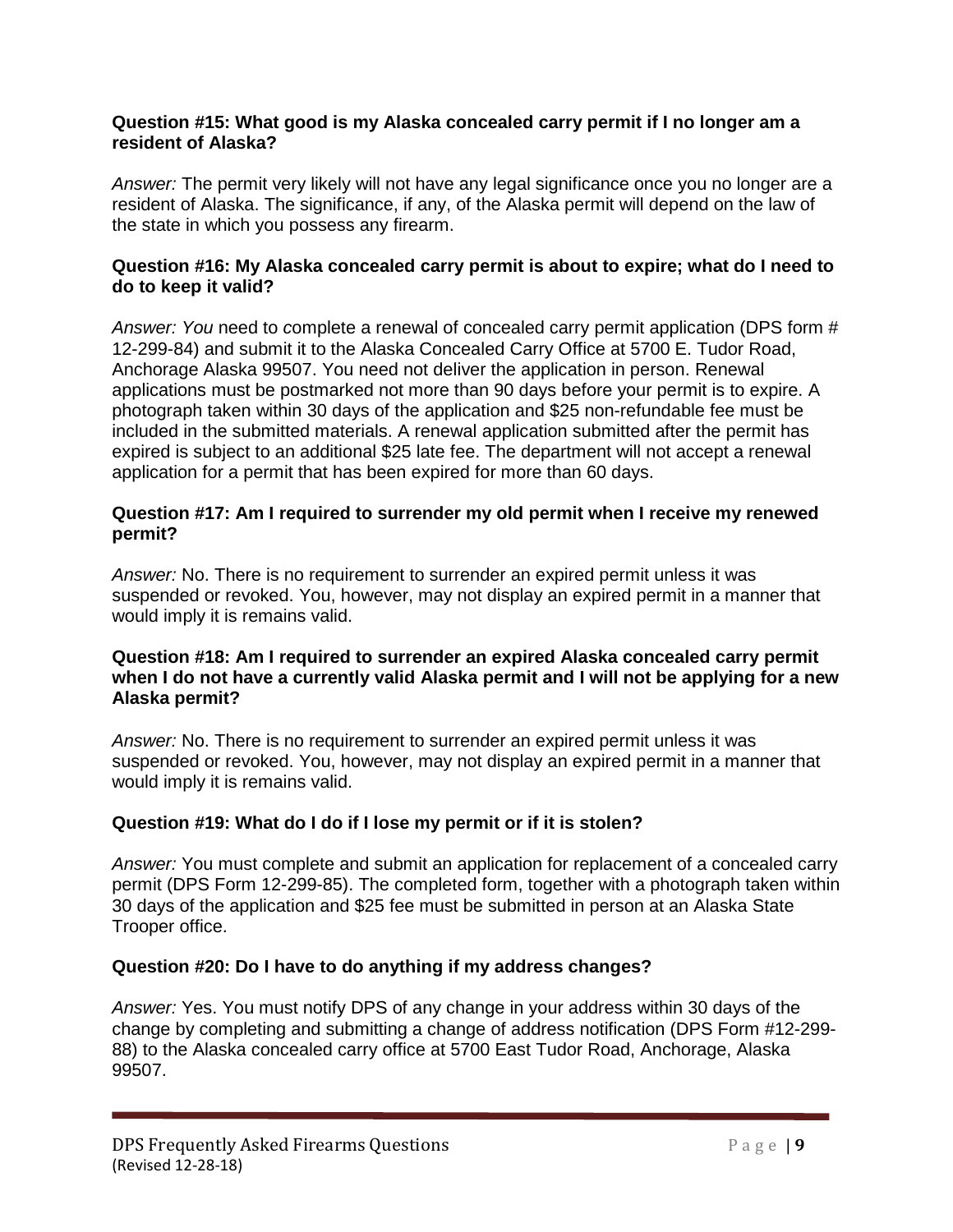**Question #15: What good is my Alaska concealed carry permit if I no longer am a resident of Alaska?**

*Answer:* The permit very likely will not have any legal significance once you no longer are a resident of Alaska. The significance, if any, of the Alaska permit will depend on the law of the state in which you possess any firearm.

**Question #16: My Alaska concealed carry permit is about to expire; what do I need to do to keep it valid?**

*Answer: You* need to complete a renewal of concealed carry permit application (DPS form # 12-299-84) and submit it to the Alaska Concealed Carry Office at 5700 E. Tudor Road, Anchorage Alaska 99507. You need not deliver the application in person. Renewal applications must be postmarked not more than 90 days before your permit is to expire. A photograph taken within 30 days of the application and $25 non-refundable fee must be included in the submitted materials. A renewal application submitted after the permit has expired is subject to an additional $25 late fee. The department will not accept a renewal application for a permit that has been expired for more than 60 days.

**Question #17: Am I required to surrender my old permit when I receive my renewed permit?**

*Answer:* No. There is no requirement to surrender an expired permit unless it was suspended or revoked. You, however, may not display an expired permit in a manner that would imply it is remains valid.

**Question #18: Am I required to surrender an expired Alaska concealed carry permit when I do not have a currently valid Alaska permit and I will not be applying for a new Alaska permit?**

*Answer:* No. There is no requirement to surrender an expired permit unless it was suspended or revoked. You, however, may not display an expired permit in a manner that would imply it is remains valid.

**Question #19: What do I do if I lose my permit or if it is stolen?**

*Answer:* You must complete and submit an application for replacement of a concealed carry permit (DPS Form 12-299-85). The completed form, together with a photograph taken within 30 days of the application and $25 fee must be submitted in person at an Alaska State Trooper office.

**Question #20: Do I have to do anything if my address changes?**

*Answer:* Yes. You must notify DPS of any change in your address within 30 days of the change by completing and submitting a change of address notification (DPS Form #12-299-88) to the Alaska concealed carry office at 5700 East Tudor Road, Anchorage, Alaska 99507.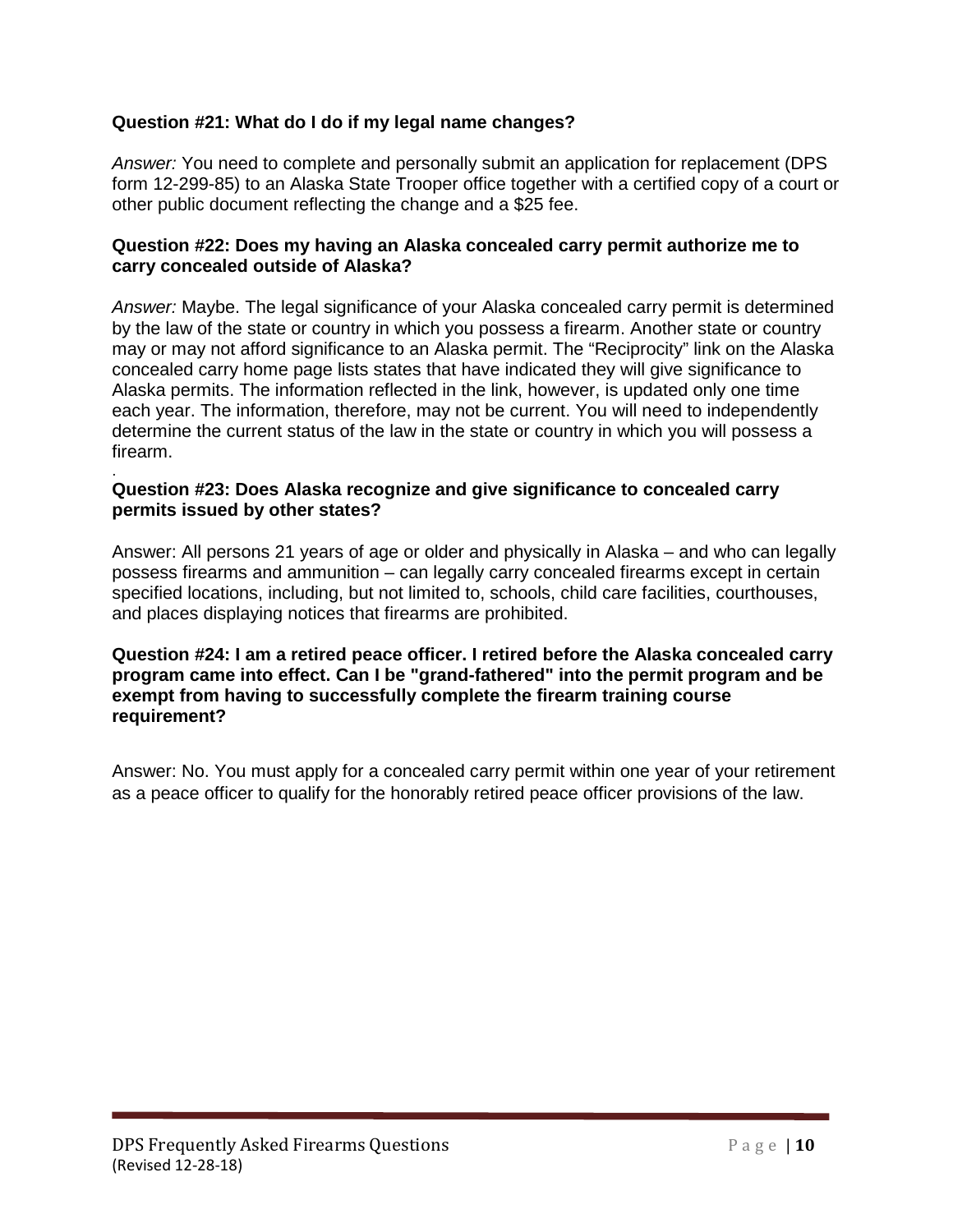**Question #21: What do I do if my legal name changes?**

*Answer:* You need to complete and personally submit an application for replacement (DPS form 12-299-85) to an Alaska State Trooper office together with a certified copy of a court or other public document reflecting the change and a $25 fee.

**Question #22: Does my having an Alaska concealed carry permit authorize me to carry concealed outside of Alaska?**

*Answer:* Maybe. The legal significance of your Alaska concealed carry permit is determined by the law of the state or country in which you possess a firearm. Another state or country may or may not afford significance to an Alaska permit. The "Reciprocity" link on the Alaska concealed carry home page lists states that have indicated they will give significance to Alaska permits. The information reflected in the link, however, is updated only one time each year. The information, therefore, may not be current. You will need to independently determine the current status of the law in the state or country in which you will possess a firearm.

.

**Question #23: Does Alaska recognize and give significance to concealed carry permits issued by other states?**

Answer: All persons 21 years of age or older and physically in Alaska – and who can legally possess firearms and ammunition – can legally carry concealed firearms except in certain specified locations, including, but not limited to, schools, child care facilities, courthouses, and places displaying notices that firearms are prohibited.

**Question #24: I am a retired peace officer. I retired before the Alaska concealed carry program came into effect. Can I be "grand-fathered" into the permit program and be exempt from having to successfully complete the firearm training course requirement?**

Answer: No. You must apply for a concealed carry permit within one year of your retirement as a peace officer to qualify for the honorably retired peace officer provisions of the law.